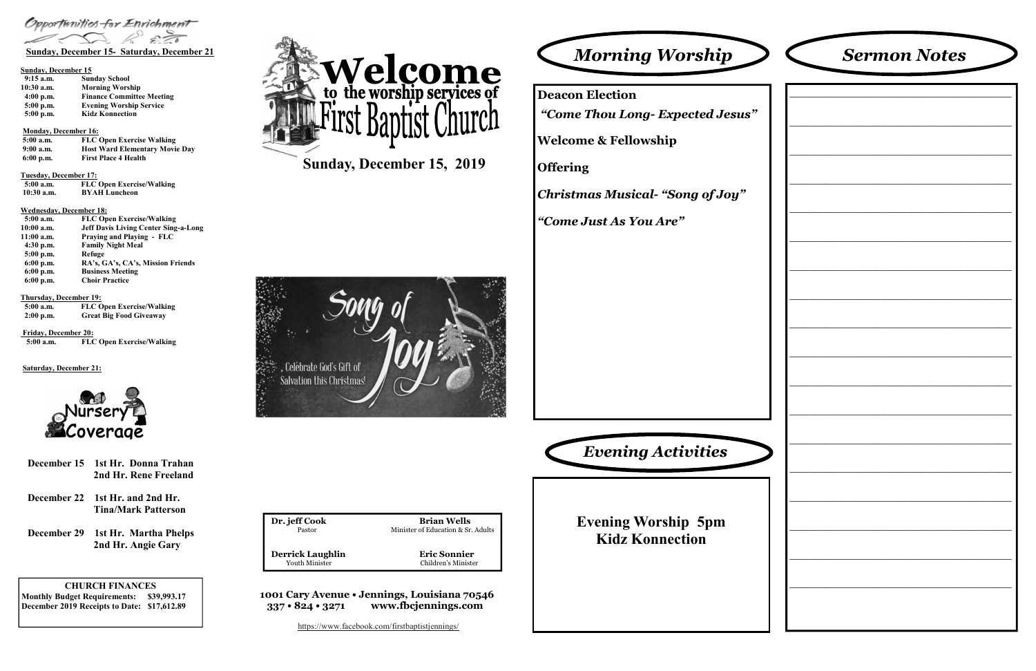## Opportunities for Enrichment

**Sunday, December 15- Saturday, December 21**

**Sunday, December 15**

| | |
|---|---|
| 9:15 a.m. | Sunday School |
| 10:30 a.m. | Morning Worship |
| 4:00 p.m. | Finance Committee Meeting |
| 5:00 p.m. | Evening Worship Service |
| 5:00 p.m. | Kidz Konnection |

**Monday, December 16:**

| | |
|---|---|
| 5:00 a.m. | FLC Open Exercise Walking |
| 9:00 a.m. | Host Ward Elementary Movie Day |
| 6:00 p.m. | First Place 4 Health |

**Tuesday, December 17:**

| | |
|---|---|
| 5:00 a.m. | FLC Open Exercise/Walking |
| 10:30 a.m. | BYAH Luncheon |

**Wednesday, December 18:**

| | |
|---|---|
| 5:00 a.m. | FLC Open Exercise/Walking |
| 10:00 a.m. | Jeff Davis Living Center Sing-a-Long |
| 11:00 a.m. | Praying and Playing - FLC |
| 4:30 p.m. | Family Night Meal |
| 5:00 p.m. | Refuge |
| 6:00 p.m. | RA's, GA's, CA's, Mission Friends |
| 6:00 p.m. | Business Meeting |
| 6:00 p.m. | Choir Practice |

**Thursday, December 19:**

| | |
|---|---|
| 5:00 a.m. | FLC Open Exercise/Walking |
| 2:00 p.m. | Great Big Food Giveaway |

**Friday, December 20:**

| | |
|---|---|
| 5:00 a.m. | FLC Open Exercise/Walking |

**Saturday, December 21:**

## Nursery Coverage

**December 15** 1st Hr. Donna Trahan
2nd Hr. Rene Freeland

**December 22** 1st Hr. and 2nd Hr.
Tina/Mark Patterson

**December 29** 1st Hr. Martha Phelps
2nd Hr. Angie Gary

**CHURCH FINANCES**

**Monthly Budget Requirements: $39,993.17**
**December 2019 Receipts to Date: $17,612.89**

# Welcome to the worship services of First Baptist Church

## Sunday, December 15, 2019

Song of Joy
Celebrate God's Gift of Salvation this Christmas!

| | |
|---|---|
| **Dr. jeff Cook**<br>Pastor | **Brian Wells**<br>Minister of Education & Sr. Adults |
| **Derrick Laughlin**<br>Youth Minister | **Eric Sonnier**<br>Children's Minister |

**1001 Cary Avenue • Jennings, Louisiana 70546**
**337 • 824 • 3271 www.fbcjennings.com**

https://www.facebook.com/firstbaptistjennings/

## *Morning Worship*

**Deacon Election**

***"Come Thou Long- Expected Jesus"***

**Welcome & Fellowship**

**Offering**

***Christmas Musical- "Song of Joy"***

***"Come Just As You Are"***

## *Evening Activities*

**Evening Worship 5pm**
**Kidz Konnection**

## *Sermon Notes*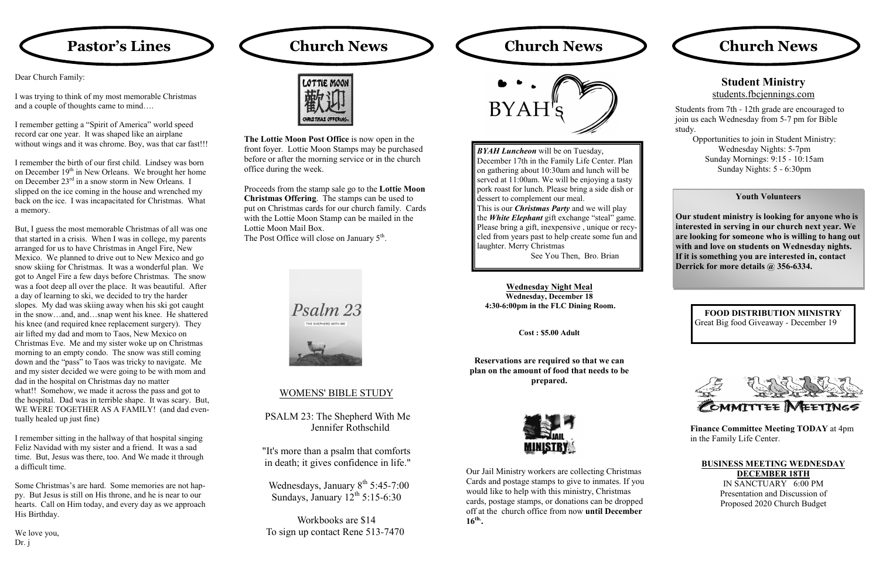# Pastor's Lines

Dear Church Family:

I was trying to think of my most memorable Christmas and a couple of thoughts came to mind….

I remember getting a "Spirit of America" world speed record car one year. It was shaped like an airplane without wings and it was chrome. Boy, was that car fast!!!

I remember the birth of our first child. Lindsey was born on December 19th in New Orleans. We brought her home on December 23rd in a snow storm in New Orleans. I slipped on the ice coming in the house and wrenched my back on the ice. I was incapacitated for Christmas. What a memory.

But, I guess the most memorable Christmas of all was one that started in a crisis. When I was in college, my parents arranged for us to have Christmas in Angel Fire, New Mexico. We planned to drive out to New Mexico and go snow skiing for Christmas. It was a wonderful plan. We got to Angel Fire a few days before Christmas. The snow was a foot deep all over the place. It was beautiful. After a day of learning to ski, we decided to try the harder slopes. My dad was skiing away when his ski got caught in the snow…and, and…snap went his knee. He shattered his knee (and required knee replacement surgery). They air lifted my dad and mom to Taos, New Mexico on Christmas Eve. Me and my sister woke up on Christmas morning to an empty condo. The snow was still coming down and the "pass" to Taos was tricky to navigate. Me and my sister decided we were going to be with mom and dad in the hospital on Christmas day no matter what!! Somehow, we made it across the pass and got to the hospital. Dad was in terrible shape. It was scary. But, WE WERE TOGETHER AS A FAMILY! (and dad eventually healed up just fine)

I remember sitting in the hallway of that hospital singing Feliz Navidad with my sister and a friend. It was a sad time. But, Jesus was there, too. And We made it through a difficult time.

Some Christmas's are hard. Some memories are not happy. But Jesus is still on His throne, and he is near to our hearts. Call on Him today, and every day as we approach His Birthday.

We love you,
Dr. j

# Church News

LOTTIE MOON 歡迎 CHRISTMAS OFFERING

**The Lottie Moon Post Office** is now open in the front foyer. Lottie Moon Stamps may be purchased before or after the morning service or in the church office during the week.

Proceeds from the stamp sale go to the **Lottie Moon Christmas Offering**. The stamps can be used to put on Christmas cards for our church family. Cards with the Lottie Moon Stamp can be mailed in the Lottie Moon Mail Box.
The Post Office will close on January 5th.

Psalm 23
THE SHEPHERD WITH ME

WOMENS' BIBLE STUDY

PSALM 23: The Shepherd With Me
Jennifer Rothschild

"It's more than a psalm that comforts in death; it gives confidence in life."

Wednesdays, January 8th 5:45-7:00
Sundays, January 12th 5:15-6:30

Workbooks are $14
To sign up contact Rene 513-7470

# Church News

BYAH's

***BYAH Luncheon*** will be on Tuesday, December 17th in the Family Life Center. Plan on gathering about 10:30am and lunch will be served at 11:00am. We will be enjoying a tasty pork roast for lunch. Please bring a side dish or dessert to complement our meal.
This is our ***Christmas Party*** and we will play the ***White Elephant*** gift exchange "steal" game. Please bring a gift, inexpensive , unique or recycled from years past to help create some fun and laughter. Merry Christmas
See You Then, Bro. Brian

**Wednesday Night Meal**
**Wednesday, December 18**
**4:30-6:00pm in the FLC Dining Room.**

**Cost : $5.00 Adult**

**Reservations are required so that we can plan on the amount of food that needs to be prepared.**

JAIL MINISTRY

Our Jail Ministry workers are collecting Christmas Cards and postage stamps to give to inmates. If you would like to help with this ministry, Christmas cards, postage stamps, or donations can be dropped off at the church office from now **until December 16th.**

# Church News

## Student Ministry

students.fbcjennings.com

Students from 7th - 12th grade are encouraged to join us each Wednesday from 5-7 pm for Bible study.

Opportunities to join in Student Ministry:
Wednesday Nights: 5-7pm
Sunday Mornings: 9:15 - 10:15am
Sunday Nights: 5 - 6:30pm

**Youth Volunteers**

**Our student ministry is looking for anyone who is interested in serving in our church next year. We are looking for someone who is willing to hang out with and love on students on Wednesday nights. If it is something you are interested in, contact Derrick for more details @ 356-6334.**

**FOOD DISTRIBUTION MINISTRY**
Great Big food Giveaway - December 19

COMMITTEE MEETINGS

**Finance Committee Meeting TODAY** at 4pm in the Family Life Center.

**BUSINESS MEETING WEDNESDAY DECEMBER 18TH**
IN SANCTUARY 6:00 PM
Presentation and Discussion of Proposed 2020 Church Budget